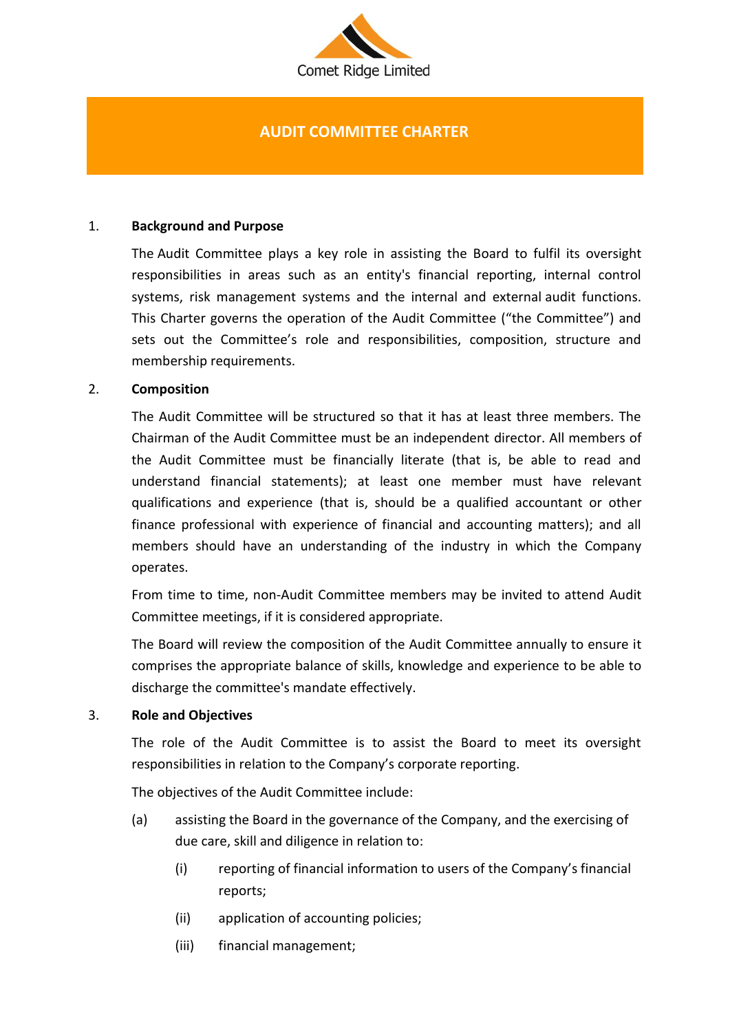Comet Ridge Limited

# AUDIT COMMITTEE CHARTER

## 1. Background and Purpose

The Audit Committee plays a key role in assisting the Board to fulfil its oversight responsibilities in areas such as an entity's financial reporting, internal control systems, risk management systems and the internal and external audit functions. This Charter governs the operation of the Audit Committee ("the Committee") and sets out the Committee's role and responsibilities, composition, structure and membership requirements.

## 2. Composition

The Audit Committee will be structured so that it has at least three members. The Chairman of the Audit Committee must be an independent director. All members of the Audit Committee must be financially literate (that is, be able to read and understand financial statements); at least one member must have relevant qualifications and experience (that is, should be a qualified accountant or other finance professional with experience of financial and accounting matters); and all members should have an understanding of the industry in which the Company operates.

From time to time, non-Audit Committee members may be invited to attend Audit Committee meetings, if it is considered appropriate.

The Board will review the composition of the Audit Committee annually to ensure it comprises the appropriate balance of skills, knowledge and experience to be able to discharge the committee's mandate effectively.

## 3. Role and Objectives

The role of the Audit Committee is to assist the Board to meet its oversight responsibilities in relation to the Company's corporate reporting.

The objectives of the Audit Committee include:

(a) assisting the Board in the governance of the Company, and the exercising of due care, skill and diligence in relation to:

   (i) reporting of financial information to users of the Company's financial reports;

   (ii) application of accounting policies;

   (iii) financial management;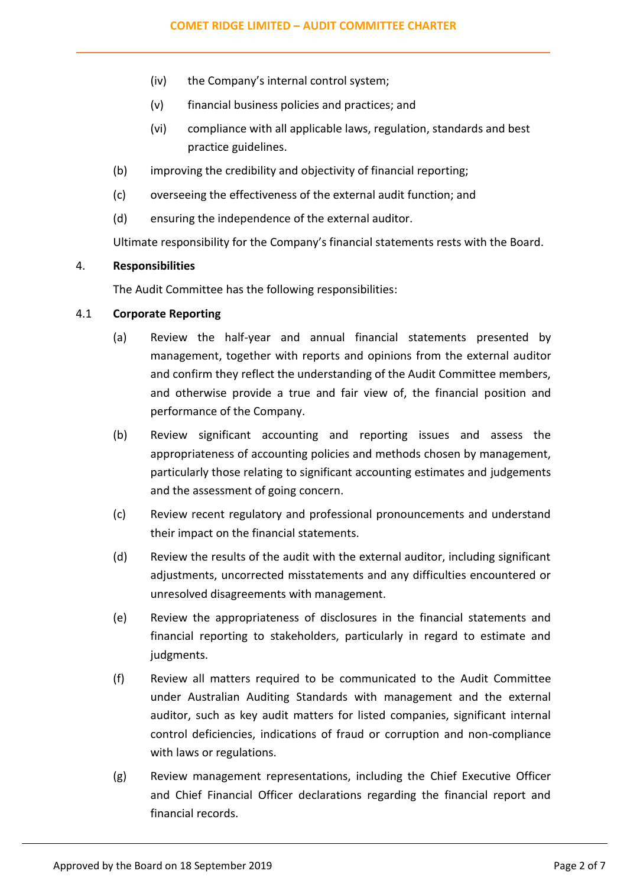(iv) the Company's internal control system;

(v) financial business policies and practices; and

(vi) compliance with all applicable laws, regulation, standards and best practice guidelines.

(b) improving the credibility and objectivity of financial reporting;

(c) overseeing the effectiveness of the external audit function; and

(d) ensuring the independence of the external auditor.

Ultimate responsibility for the Company's financial statements rests with the Board.

## 4. Responsibilities

The Audit Committee has the following responsibilities:

### 4.1 Corporate Reporting

(a) Review the half-year and annual financial statements presented by management, together with reports and opinions from the external auditor and confirm they reflect the understanding of the Audit Committee members, and otherwise provide a true and fair view of, the financial position and performance of the Company.

(b) Review significant accounting and reporting issues and assess the appropriateness of accounting policies and methods chosen by management, particularly those relating to significant accounting estimates and judgements and the assessment of going concern.

(c) Review recent regulatory and professional pronouncements and understand their impact on the financial statements.

(d) Review the results of the audit with the external auditor, including significant adjustments, uncorrected misstatements and any difficulties encountered or unresolved disagreements with management.

(e) Review the appropriateness of disclosures in the financial statements and financial reporting to stakeholders, particularly in regard to estimate and judgments.

(f) Review all matters required to be communicated to the Audit Committee under Australian Auditing Standards with management and the external auditor, such as key audit matters for listed companies, significant internal control deficiencies, indications of fraud or corruption and non-compliance with laws or regulations.

(g) Review management representations, including the Chief Executive Officer and Chief Financial Officer declarations regarding the financial report and financial records.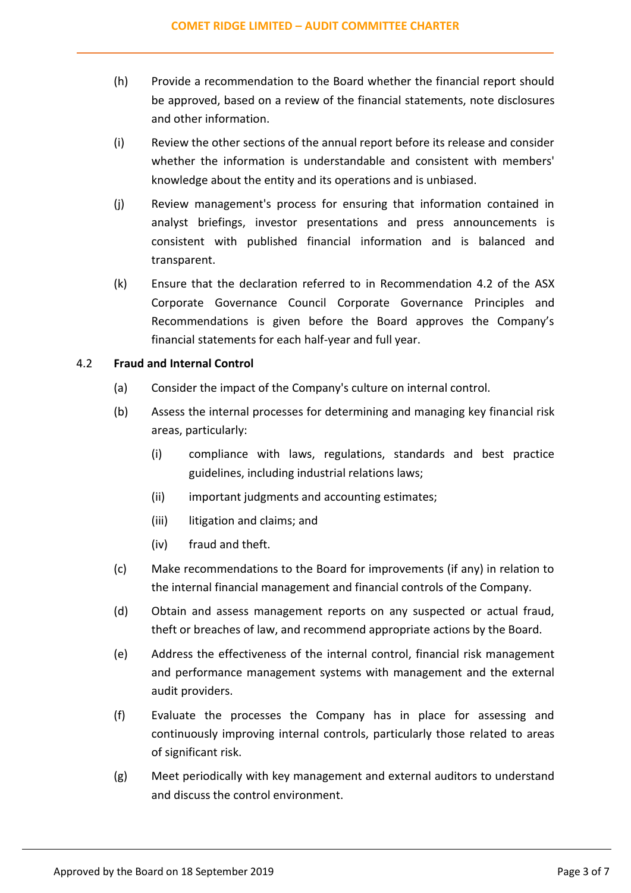(h) Provide a recommendation to the Board whether the financial report should be approved, based on a review of the financial statements, note disclosures and other information.

(i) Review the other sections of the annual report before its release and consider whether the information is understandable and consistent with members' knowledge about the entity and its operations and is unbiased.

(j) Review management's process for ensuring that information contained in analyst briefings, investor presentations and press announcements is consistent with published financial information and is balanced and transparent.

(k) Ensure that the declaration referred to in Recommendation 4.2 of the ASX Corporate Governance Council Corporate Governance Principles and Recommendations is given before the Board approves the Company's financial statements for each half-year and full year.

### 4.2 Fraud and Internal Control

(a) Consider the impact of the Company's culture on internal control.

(b) Assess the internal processes for determining and managing key financial risk areas, particularly:

  (i) compliance with laws, regulations, standards and best practice guidelines, including industrial relations laws;

  (ii) important judgments and accounting estimates;

  (iii) litigation and claims; and

  (iv) fraud and theft.

(c) Make recommendations to the Board for improvements (if any) in relation to the internal financial management and financial controls of the Company.

(d) Obtain and assess management reports on any suspected or actual fraud, theft or breaches of law, and recommend appropriate actions by the Board.

(e) Address the effectiveness of the internal control, financial risk management and performance management systems with management and the external audit providers.

(f) Evaluate the processes the Company has in place for assessing and continuously improving internal controls, particularly those related to areas of significant risk.

(g) Meet periodically with key management and external auditors to understand and discuss the control environment.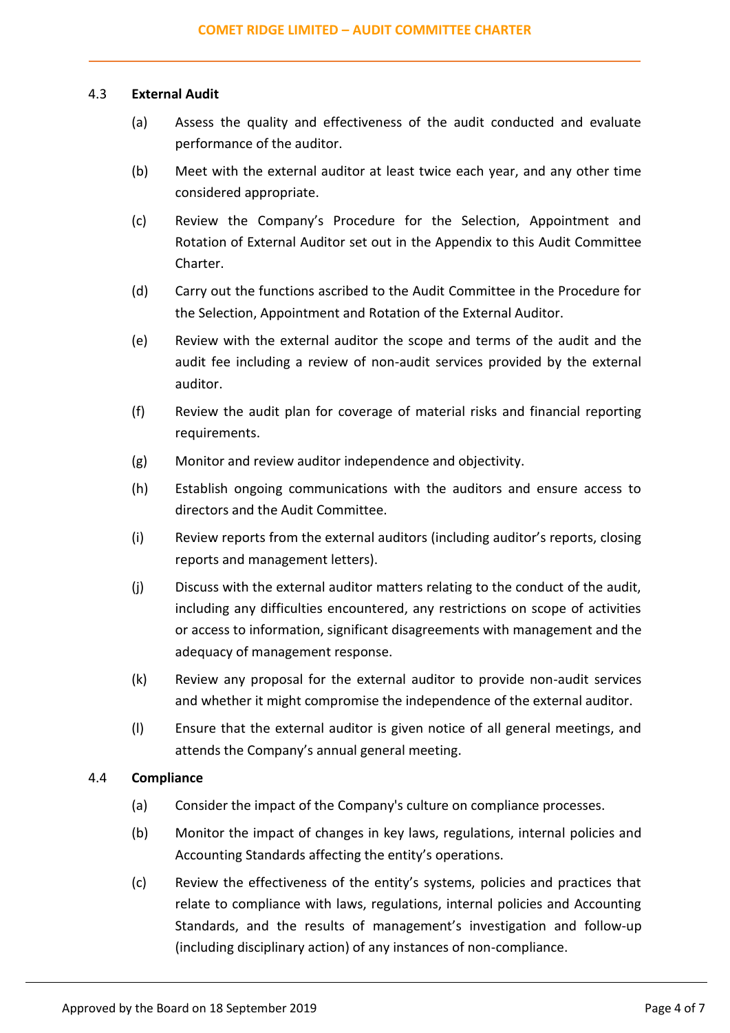### 4.3 External Audit

(a) Assess the quality and effectiveness of the audit conducted and evaluate performance of the auditor.

(b) Meet with the external auditor at least twice each year, and any other time considered appropriate.

(c) Review the Company's Procedure for the Selection, Appointment and Rotation of External Auditor set out in the Appendix to this Audit Committee Charter.

(d) Carry out the functions ascribed to the Audit Committee in the Procedure for the Selection, Appointment and Rotation of the External Auditor.

(e) Review with the external auditor the scope and terms of the audit and the audit fee including a review of non-audit services provided by the external auditor.

(f) Review the audit plan for coverage of material risks and financial reporting requirements.

(g) Monitor and review auditor independence and objectivity.

(h) Establish ongoing communications with the auditors and ensure access to directors and the Audit Committee.

(i) Review reports from the external auditors (including auditor's reports, closing reports and management letters).

(j) Discuss with the external auditor matters relating to the conduct of the audit, including any difficulties encountered, any restrictions on scope of activities or access to information, significant disagreements with management and the adequacy of management response.

(k) Review any proposal for the external auditor to provide non-audit services and whether it might compromise the independence of the external auditor.

(l) Ensure that the external auditor is given notice of all general meetings, and attends the Company's annual general meeting.

### 4.4 Compliance

(a) Consider the impact of the Company's culture on compliance processes.

(b) Monitor the impact of changes in key laws, regulations, internal policies and Accounting Standards affecting the entity's operations.

(c) Review the effectiveness of the entity's systems, policies and practices that relate to compliance with laws, regulations, internal policies and Accounting Standards, and the results of management's investigation and follow-up (including disciplinary action) of any instances of non-compliance.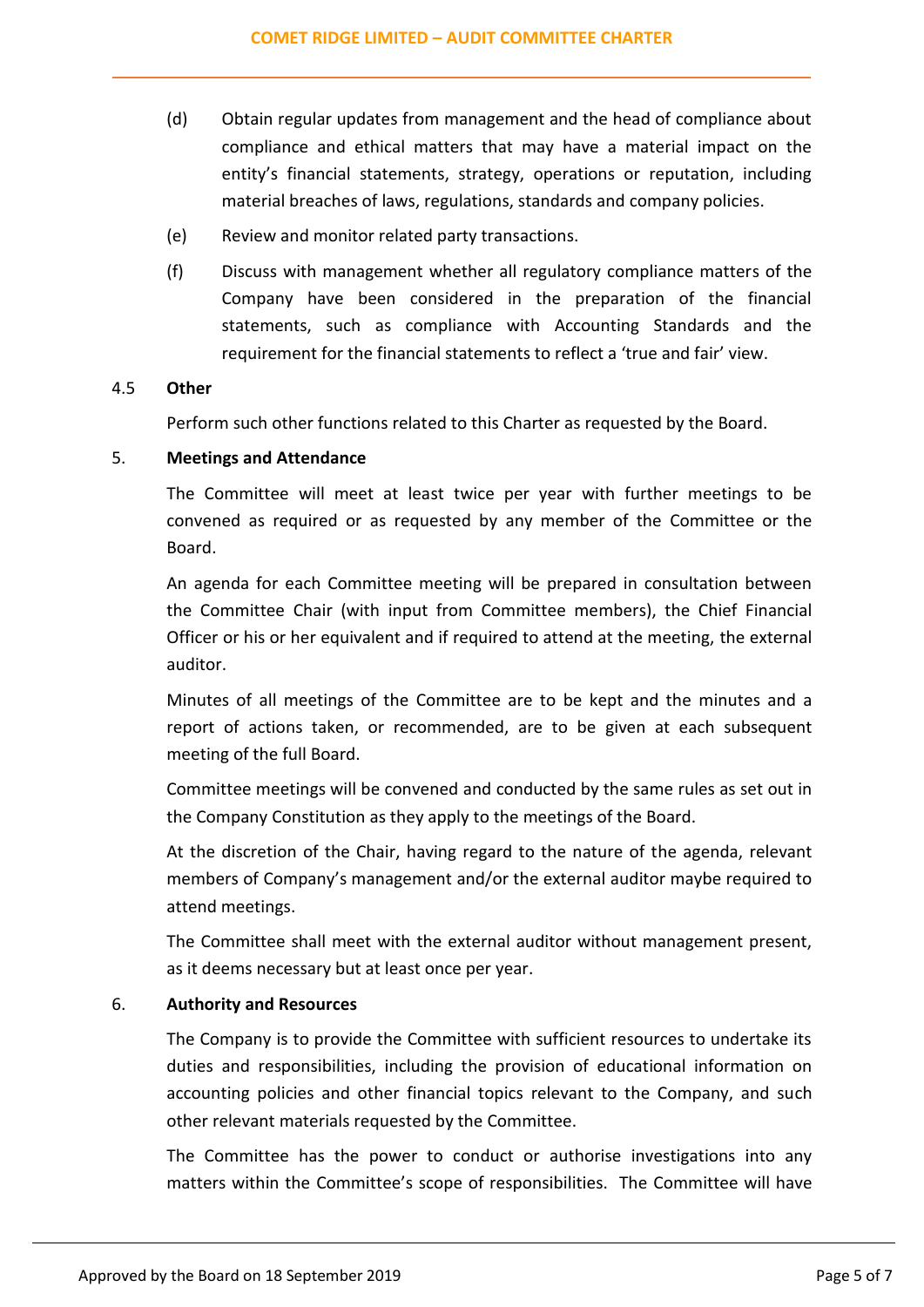(d) Obtain regular updates from management and the head of compliance about compliance and ethical matters that may have a material impact on the entity's financial statements, strategy, operations or reputation, including material breaches of laws, regulations, standards and company policies.

(e) Review and monitor related party transactions.

(f) Discuss with management whether all regulatory compliance matters of the Company have been considered in the preparation of the financial statements, such as compliance with Accounting Standards and the requirement for the financial statements to reflect a 'true and fair' view.

### 4.5 Other

Perform such other functions related to this Charter as requested by the Board.

## 5. Meetings and Attendance

The Committee will meet at least twice per year with further meetings to be convened as required or as requested by any member of the Committee or the Board.

An agenda for each Committee meeting will be prepared in consultation between the Committee Chair (with input from Committee members), the Chief Financial Officer or his or her equivalent and if required to attend at the meeting, the external auditor.

Minutes of all meetings of the Committee are to be kept and the minutes and a report of actions taken, or recommended, are to be given at each subsequent meeting of the full Board.

Committee meetings will be convened and conducted by the same rules as set out in the Company Constitution as they apply to the meetings of the Board.

At the discretion of the Chair, having regard to the nature of the agenda, relevant members of Company's management and/or the external auditor maybe required to attend meetings.

The Committee shall meet with the external auditor without management present, as it deems necessary but at least once per year.

## 6. Authority and Resources

The Company is to provide the Committee with sufficient resources to undertake its duties and responsibilities, including the provision of educational information on accounting policies and other financial topics relevant to the Company, and such other relevant materials requested by the Committee.

The Committee has the power to conduct or authorise investigations into any matters within the Committee's scope of responsibilities. The Committee will have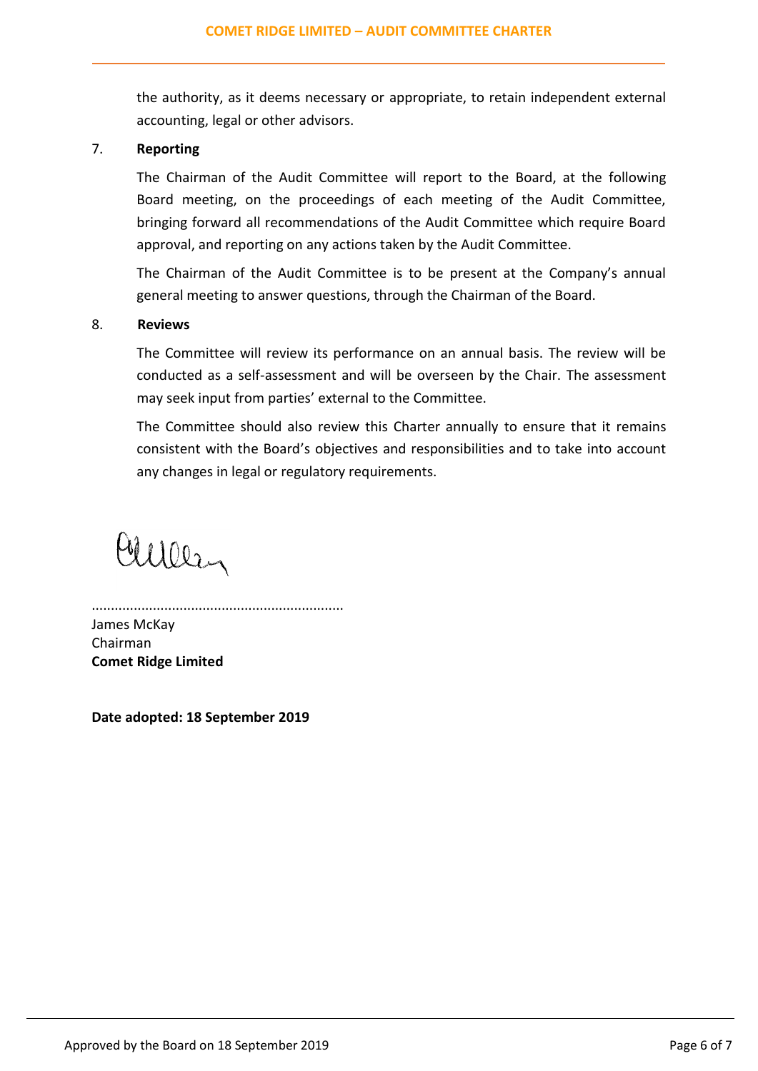the authority, as it deems necessary or appropriate, to retain independent external accounting, legal or other advisors.

7. **Reporting**

The Chairman of the Audit Committee will report to the Board, at the following Board meeting, on the proceedings of each meeting of the Audit Committee, bringing forward all recommendations of the Audit Committee which require Board approval, and reporting on any actions taken by the Audit Committee.

The Chairman of the Audit Committee is to be present at the Company's annual general meeting to answer questions, through the Chairman of the Board.

8. **Reviews**

The Committee will review its performance on an annual basis. The review will be conducted as a self-assessment and will be overseen by the Chair. The assessment may seek input from parties' external to the Committee.

The Committee should also review this Charter annually to ensure that it remains consistent with the Board's objectives and responsibilities and to take into account any changes in legal or regulatory requirements.

..................................................................

James McKay
Chairman
**Comet Ridge Limited**

**Date adopted: 18 September 2019**

Approved by the Board on 18 September 2019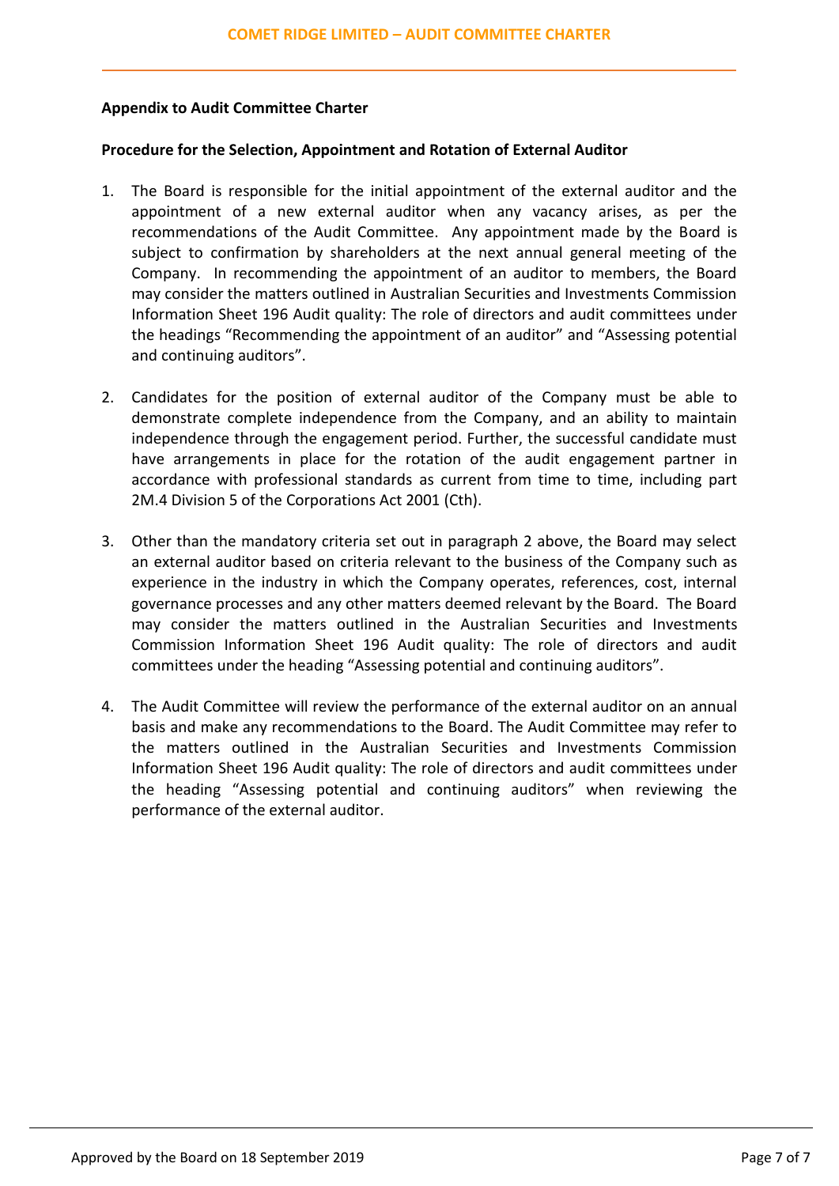**Appendix to Audit Committee Charter**

**Procedure for the Selection, Appointment and Rotation of External Auditor**

1. The Board is responsible for the initial appointment of the external auditor and the appointment of a new external auditor when any vacancy arises, as per the recommendations of the Audit Committee. Any appointment made by the Board is subject to confirmation by shareholders at the next annual general meeting of the Company. In recommending the appointment of an auditor to members, the Board may consider the matters outlined in Australian Securities and Investments Commission Information Sheet 196 Audit quality: The role of directors and audit committees under the headings "Recommending the appointment of an auditor" and "Assessing potential and continuing auditors".

2. Candidates for the position of external auditor of the Company must be able to demonstrate complete independence from the Company, and an ability to maintain independence through the engagement period. Further, the successful candidate must have arrangements in place for the rotation of the audit engagement partner in accordance with professional standards as current from time to time, including part 2M.4 Division 5 of the Corporations Act 2001 (Cth).

3. Other than the mandatory criteria set out in paragraph 2 above, the Board may select an external auditor based on criteria relevant to the business of the Company such as experience in the industry in which the Company operates, references, cost, internal governance processes and any other matters deemed relevant by the Board. The Board may consider the matters outlined in the Australian Securities and Investments Commission Information Sheet 196 Audit quality: The role of directors and audit committees under the heading "Assessing potential and continuing auditors".

4. The Audit Committee will review the performance of the external auditor on an annual basis and make any recommendations to the Board. The Audit Committee may refer to the matters outlined in the Australian Securities and Investments Commission Information Sheet 196 Audit quality: The role of directors and audit committees under the heading "Assessing potential and continuing auditors" when reviewing the performance of the external auditor.

Approved by the Board on 18 September 2019